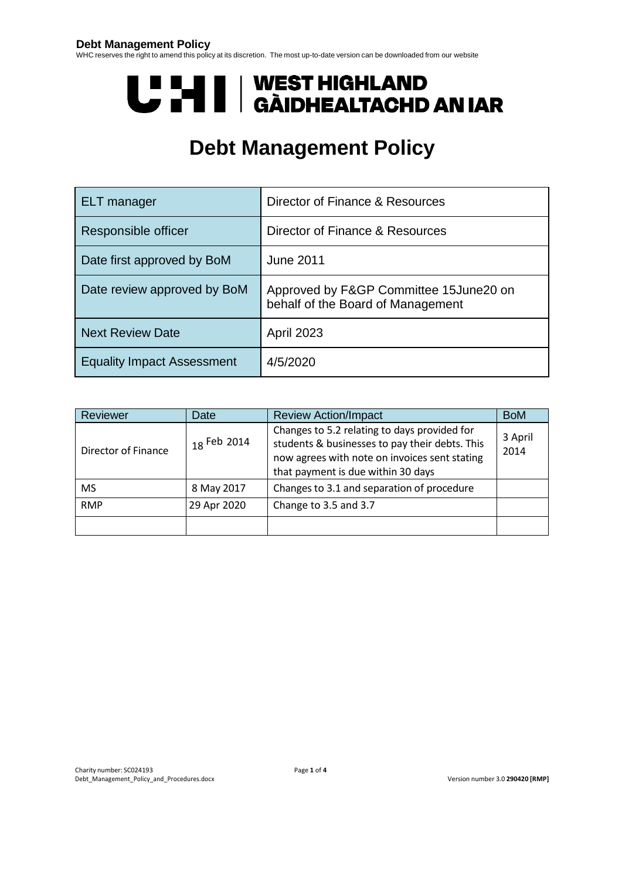# UHI | WEST HIGHLAND GÀIDHEALTACHD AN IAR

# Debt Management Policy

| ELT manager | Director of Finance & Resources |
|---|---|
| Responsible officer | Director of Finance & Resources |
| Date first approved by BoM | June 2011 |
| Date review approved by BoM | Approved by F&GP Committee 15June20 on behalf of the Board of Management |
| Next Review Date | April 2023 |
| Equality Impact Assessment | 4/5/2020 |

| Reviewer | Date | Review Action/Impact | BoM |
|---|---|---|---|
| Director of Finance | 18 Feb 2014 | Changes to 5.2 relating to days provided for students & businesses to pay their debts. This now agrees with note on invoices sent stating that payment is due within 30 days | 3 April 2014 |
| MS | 8 May 2017 | Changes to 3.1 and separation of procedure | |
| RMP | 29 Apr 2020 | Change to 3.5 and 3.7 | |
| | | | |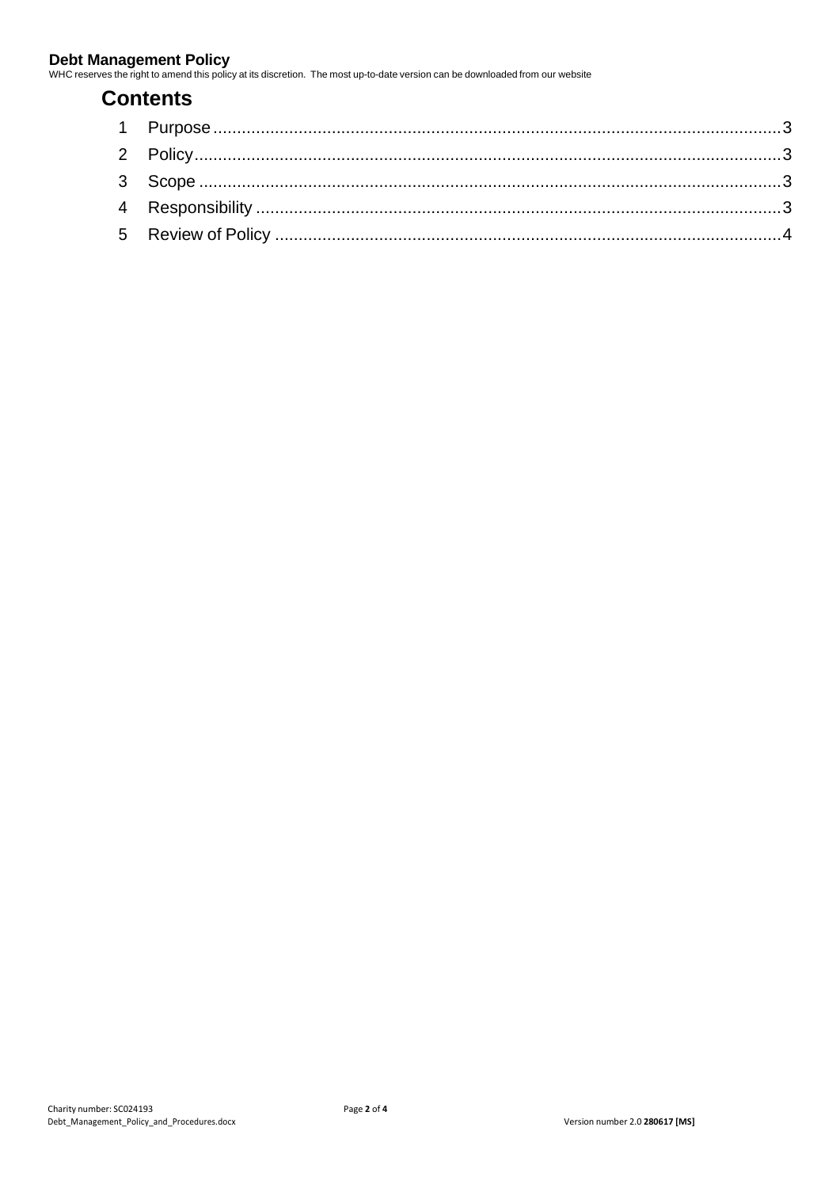# Contents

1 Purpose ........................................................................................................................ 3
2 Policy ........................................................................................................................... 3
3 Scope ........................................................................................................................... 3
4 Responsibility ............................................................................................................... 3
5 Review of Policy ........................................................................................................... 4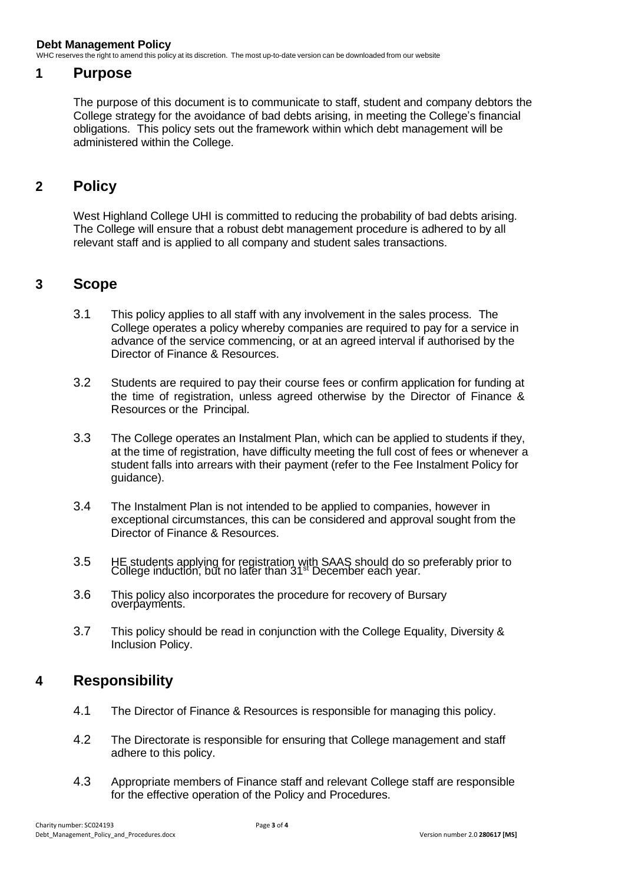## 1 Purpose

The purpose of this document is to communicate to staff, student and company debtors the College strategy for the avoidance of bad debts arising, in meeting the College's financial obligations. This policy sets out the framework within which debt management will be administered within the College.

## 2 Policy

West Highland College UHI is committed to reducing the probability of bad debts arising. The College will ensure that a robust debt management procedure is adhered to by all relevant staff and is applied to all company and student sales transactions.

## 3 Scope

3.1 This policy applies to all staff with any involvement in the sales process. The College operates a policy whereby companies are required to pay for a service in advance of the service commencing, or at an agreed interval if authorised by the Director of Finance & Resources.

3.2 Students are required to pay their course fees or confirm application for funding at the time of registration, unless agreed otherwise by the Director of Finance & Resources or the Principal.

3.3 The College operates an Instalment Plan, which can be applied to students if they, at the time of registration, have difficulty meeting the full cost of fees or whenever a student falls into arrears with their payment (refer to the Fee Instalment Policy for guidance).

3.4 The Instalment Plan is not intended to be applied to companies, however in exceptional circumstances, this can be considered and approval sought from the Director of Finance & Resources.

3.5 HE students applying for registration with SAAS should do so preferably prior to College induction, but no later than 31st December each year.

3.6 This policy also incorporates the procedure for recovery of Bursary overpayments.

3.7 This policy should be read in conjunction with the College Equality, Diversity & Inclusion Policy.

## 4 Responsibility

4.1 The Director of Finance & Resources is responsible for managing this policy.

4.2 The Directorate is responsible for ensuring that College management and staff adhere to this policy.

4.3 Appropriate members of Finance staff and relevant College staff are responsible for the effective operation of the Policy and Procedures.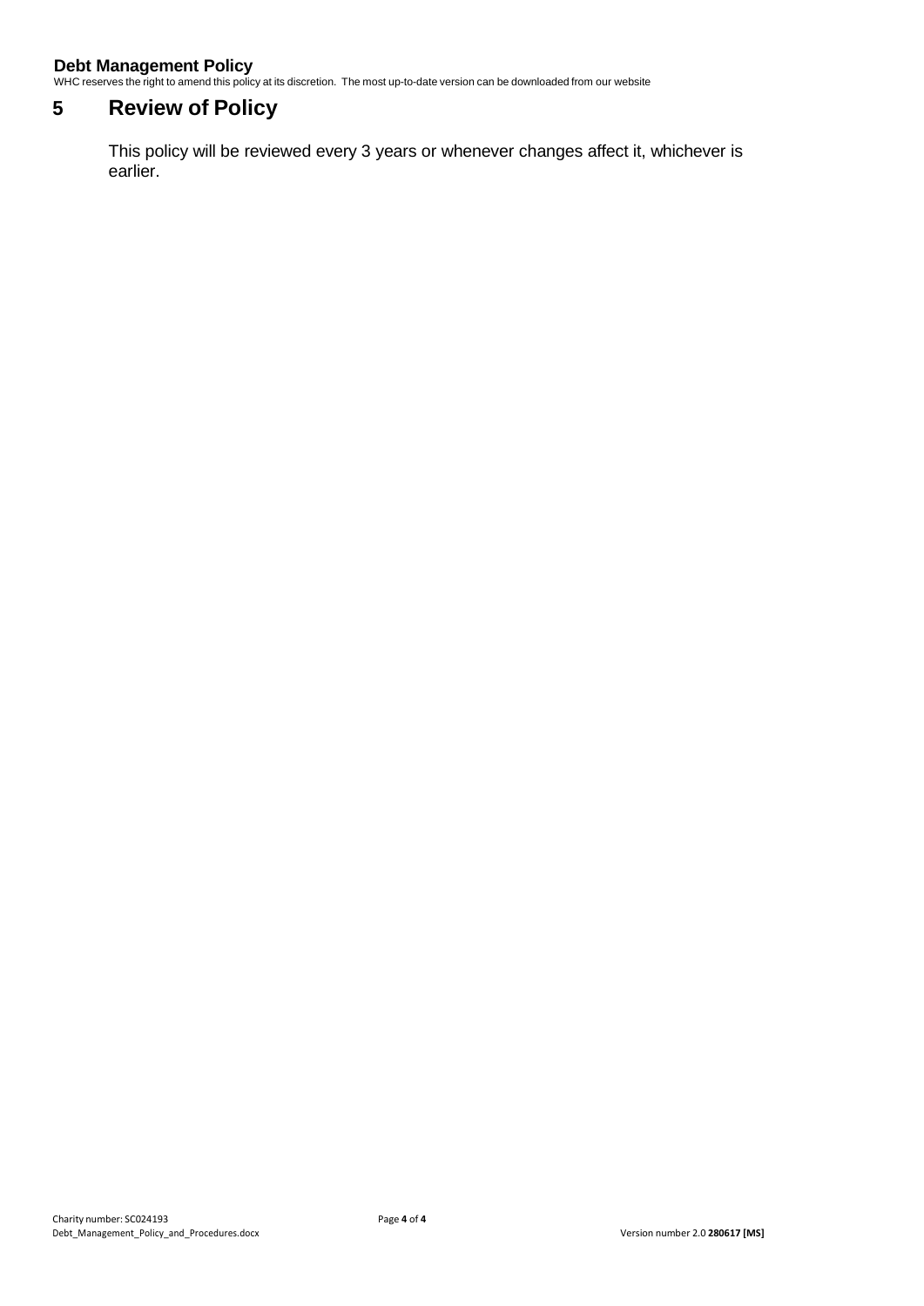## 5 Review of Policy

This policy will be reviewed every 3 years or whenever changes affect it, whichever is earlier.